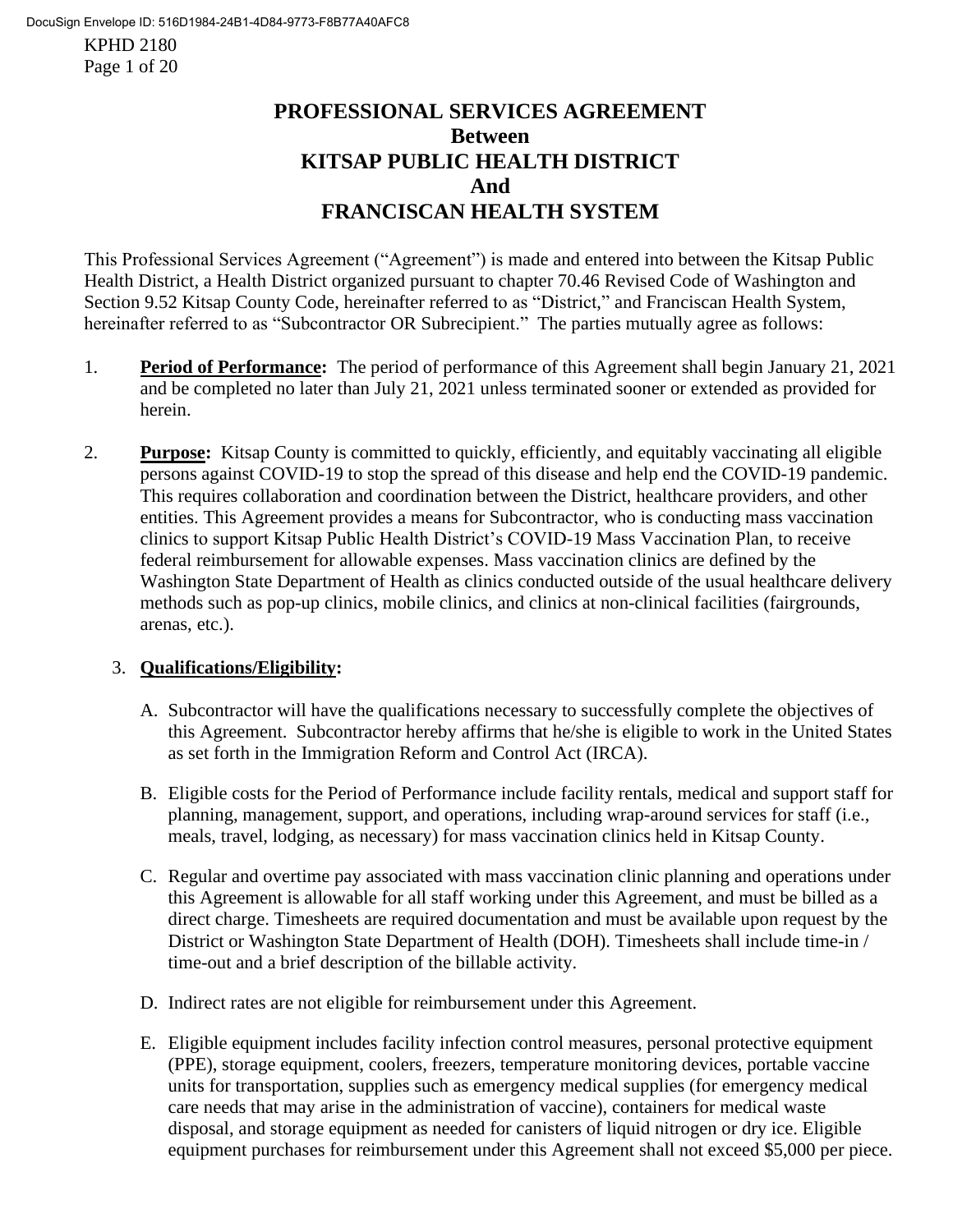# PROFESSIONAL SERVICES AGREEMENT
## Between
## KITSAP PUBLIC HEALTH DISTRICT
## And
## FRANCISCAN HEALTH SYSTEM

This Professional Services Agreement ("Agreement") is made and entered into between the Kitsap Public Health District, a Health District organized pursuant to chapter 70.46 Revised Code of Washington and Section 9.52 Kitsap County Code, hereinafter referred to as "District," and Franciscan Health System, hereinafter referred to as "Subcontractor OR Subrecipient." The parties mutually agree as follows:

1. **Period of Performance:** The period of performance of this Agreement shall begin January 21, 2021 and be completed no later than July 21, 2021 unless terminated sooner or extended as provided for herein.

2. **Purpose:** Kitsap County is committed to quickly, efficiently, and equitably vaccinating all eligible persons against COVID-19 to stop the spread of this disease and help end the COVID-19 pandemic. This requires collaboration and coordination between the District, healthcare providers, and other entities. This Agreement provides a means for Subcontractor, who is conducting mass vaccination clinics to support Kitsap Public Health District's COVID-19 Mass Vaccination Plan, to receive federal reimbursement for allowable expenses. Mass vaccination clinics are defined by the Washington State Department of Health as clinics conducted outside of the usual healthcare delivery methods such as pop-up clinics, mobile clinics, and clinics at non-clinical facilities (fairgrounds, arenas, etc.).

3. **Qualifications/Eligibility:**

   A. Subcontractor will have the qualifications necessary to successfully complete the objectives of this Agreement. Subcontractor hereby affirms that he/she is eligible to work in the United States as set forth in the Immigration Reform and Control Act (IRCA).

   B. Eligible costs for the Period of Performance include facility rentals, medical and support staff for planning, management, support, and operations, including wrap-around services for staff (i.e., meals, travel, lodging, as necessary) for mass vaccination clinics held in Kitsap County.

   C. Regular and overtime pay associated with mass vaccination clinic planning and operations under this Agreement is allowable for all staff working under this Agreement, and must be billed as a direct charge. Timesheets are required documentation and must be available upon request by the District or Washington State Department of Health (DOH). Timesheets shall include time-in / time-out and a brief description of the billable activity.

   D. Indirect rates are not eligible for reimbursement under this Agreement.

   E. Eligible equipment includes facility infection control measures, personal protective equipment (PPE), storage equipment, coolers, freezers, temperature monitoring devices, portable vaccine units for transportation, supplies such as emergency medical supplies (for emergency medical care needs that may arise in the administration of vaccine), containers for medical waste disposal, and storage equipment as needed for canisters of liquid nitrogen or dry ice. Eligible equipment purchases for reimbursement under this Agreement shall not exceed $5,000 per piece.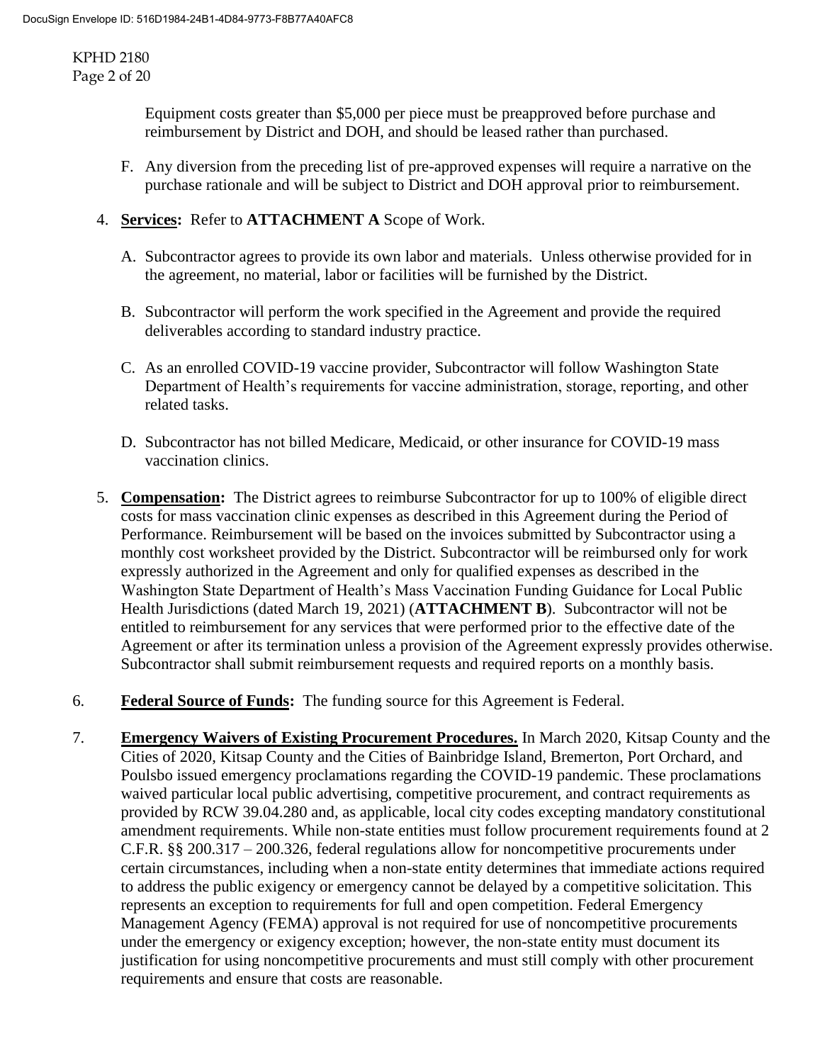Equipment costs greater than $5,000 per piece must be preapproved before purchase and reimbursement by District and DOH, and should be leased rather than purchased.

F. Any diversion from the preceding list of pre-approved expenses will require a narrative on the purchase rationale and will be subject to District and DOH approval prior to reimbursement.

4. **Services:** Refer to **ATTACHMENT A** Scope of Work.

   A. Subcontractor agrees to provide its own labor and materials. Unless otherwise provided for in the agreement, no material, labor or facilities will be furnished by the District.

   B. Subcontractor will perform the work specified in the Agreement and provide the required deliverables according to standard industry practice.

   C. As an enrolled COVID-19 vaccine provider, Subcontractor will follow Washington State Department of Health's requirements for vaccine administration, storage, reporting, and other related tasks.

   D. Subcontractor has not billed Medicare, Medicaid, or other insurance for COVID-19 mass vaccination clinics.

5. **Compensation:** The District agrees to reimburse Subcontractor for up to 100% of eligible direct costs for mass vaccination clinic expenses as described in this Agreement during the Period of Performance. Reimbursement will be based on the invoices submitted by Subcontractor using a monthly cost worksheet provided by the District. Subcontractor will be reimbursed only for work expressly authorized in the Agreement and only for qualified expenses as described in the Washington State Department of Health's Mass Vaccination Funding Guidance for Local Public Health Jurisdictions (dated March 19, 2021) (**ATTACHMENT B**). Subcontractor will not be entitled to reimbursement for any services that were performed prior to the effective date of the Agreement or after its termination unless a provision of the Agreement expressly provides otherwise. Subcontractor shall submit reimbursement requests and required reports on a monthly basis.

6. **Federal Source of Funds:** The funding source for this Agreement is Federal.

7. **Emergency Waivers of Existing Procurement Procedures.** In March 2020, Kitsap County and the Cities of 2020, Kitsap County and the Cities of Bainbridge Island, Bremerton, Port Orchard, and Poulsbo issued emergency proclamations regarding the COVID-19 pandemic. These proclamations waived particular local public advertising, competitive procurement, and contract requirements as provided by RCW 39.04.280 and, as applicable, local city codes excepting mandatory constitutional amendment requirements. While non-state entities must follow procurement requirements found at 2 C.F.R. §§ 200.317 – 200.326, federal regulations allow for noncompetitive procurements under certain circumstances, including when a non-state entity determines that immediate actions required to address the public exigency or emergency cannot be delayed by a competitive solicitation. This represents an exception to requirements for full and open competition. Federal Emergency Management Agency (FEMA) approval is not required for use of noncompetitive procurements under the emergency or exigency exception; however, the non-state entity must document its justification for using noncompetitive procurements and must still comply with other procurement requirements and ensure that costs are reasonable.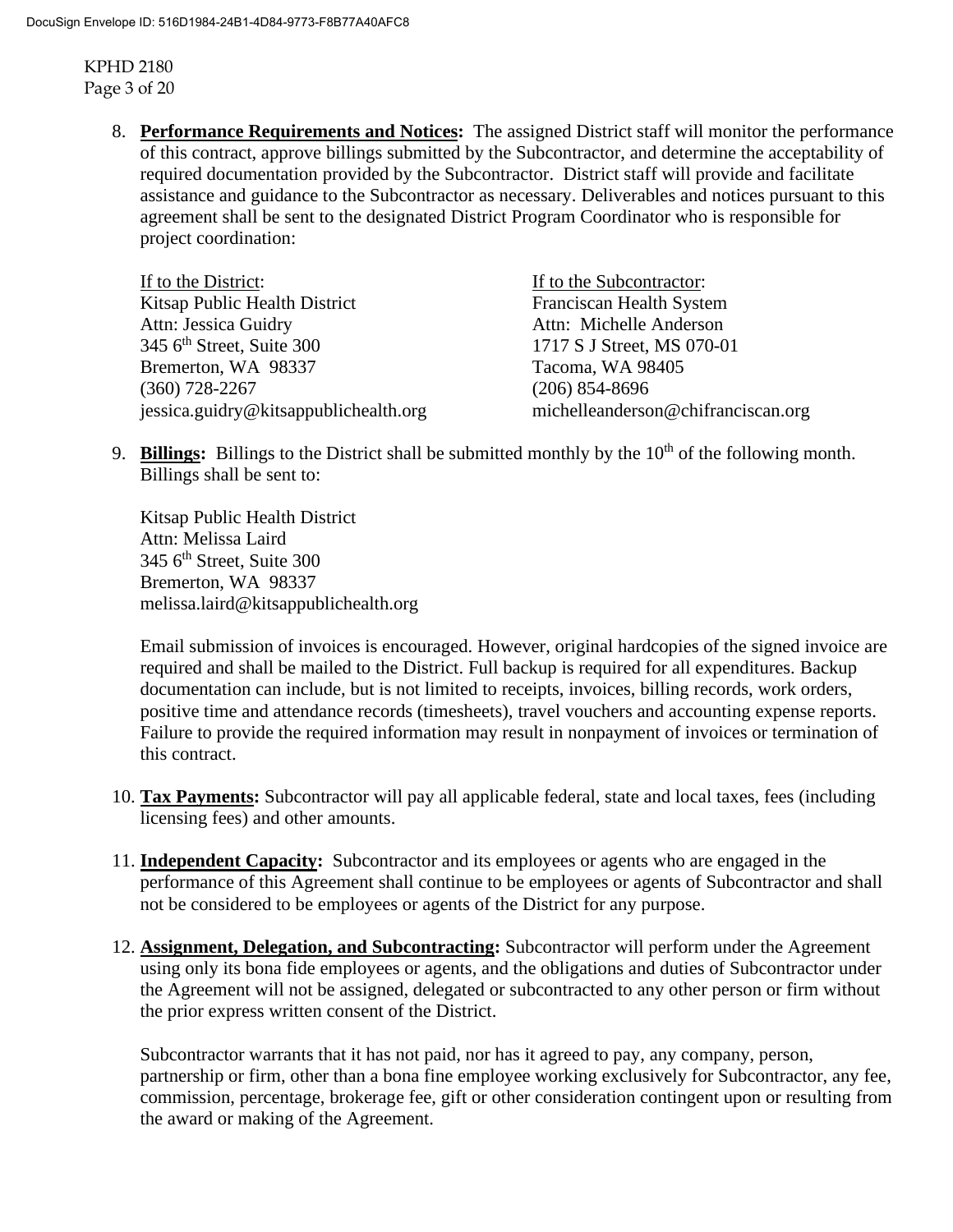8. **Performance Requirements and Notices:** The assigned District staff will monitor the performance of this contract, approve billings submitted by the Subcontractor, and determine the acceptability of required documentation provided by the Subcontractor. District staff will provide and facilitate assistance and guidance to the Subcontractor as necessary. Deliverables and notices pursuant to this agreement shall be sent to the designated District Program Coordinator who is responsible for project coordination:

   If to the District:
   Kitsap Public Health District
   Attn: Jessica Guidry
   345 6th Street, Suite 300
   Bremerton, WA 98337
   (360) 728-2267
   jessica.guidry@kitsappublichealth.org

   If to the Subcontractor:
   Franciscan Health System
   Attn: Michelle Anderson
   1717 S J Street, MS 070-01
   Tacoma, WA 98405
   (206) 854-8696
   michelleanderson@chifranciscan.org

9. **Billings:** Billings to the District shall be submitted monthly by the 10th of the following month. Billings shall be sent to:

   Kitsap Public Health District
   Attn: Melissa Laird
   345 6th Street, Suite 300
   Bremerton, WA 98337
   melissa.laird@kitsappublichealth.org

   Email submission of invoices is encouraged. However, original hardcopies of the signed invoice are required and shall be mailed to the District. Full backup is required for all expenditures. Backup documentation can include, but is not limited to receipts, invoices, billing records, work orders, positive time and attendance records (timesheets), travel vouchers and accounting expense reports. Failure to provide the required information may result in nonpayment of invoices or termination of this contract.

10. **Tax Payments:** Subcontractor will pay all applicable federal, state and local taxes, fees (including licensing fees) and other amounts.

11. **Independent Capacity:** Subcontractor and its employees or agents who are engaged in the performance of this Agreement shall continue to be employees or agents of Subcontractor and shall not be considered to be employees or agents of the District for any purpose.

12. **Assignment, Delegation, and Subcontracting:** Subcontractor will perform under the Agreement using only its bona fide employees or agents, and the obligations and duties of Subcontractor under the Agreement will not be assigned, delegated or subcontracted to any other person or firm without the prior express written consent of the District.

    Subcontractor warrants that it has not paid, nor has it agreed to pay, any company, person, partnership or firm, other than a bona fine employee working exclusively for Subcontractor, any fee, commission, percentage, brokerage fee, gift or other consideration contingent upon or resulting from the award or making of the Agreement.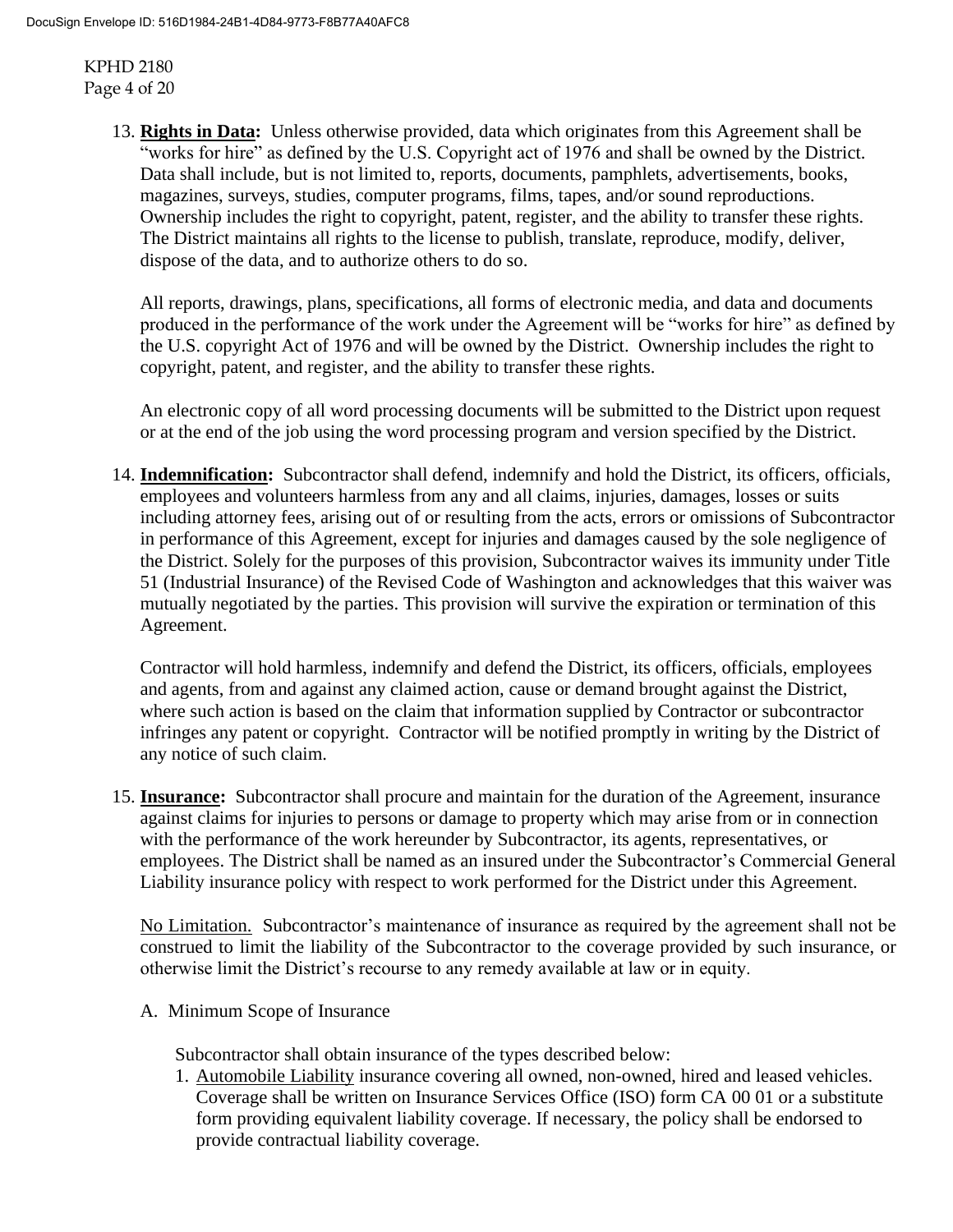13. **Rights in Data:** Unless otherwise provided, data which originates from this Agreement shall be "works for hire" as defined by the U.S. Copyright act of 1976 and shall be owned by the District. Data shall include, but is not limited to, reports, documents, pamphlets, advertisements, books, magazines, surveys, studies, computer programs, films, tapes, and/or sound reproductions. Ownership includes the right to copyright, patent, register, and the ability to transfer these rights. The District maintains all rights to the license to publish, translate, reproduce, modify, deliver, dispose of the data, and to authorize others to do so.

   All reports, drawings, plans, specifications, all forms of electronic media, and data and documents produced in the performance of the work under the Agreement will be "works for hire" as defined by the U.S. copyright Act of 1976 and will be owned by the District. Ownership includes the right to copyright, patent, and register, and the ability to transfer these rights.

   An electronic copy of all word processing documents will be submitted to the District upon request or at the end of the job using the word processing program and version specified by the District.

14. **Indemnification:** Subcontractor shall defend, indemnify and hold the District, its officers, officials, employees and volunteers harmless from any and all claims, injuries, damages, losses or suits including attorney fees, arising out of or resulting from the acts, errors or omissions of Subcontractor in performance of this Agreement, except for injuries and damages caused by the sole negligence of the District. Solely for the purposes of this provision, Subcontractor waives its immunity under Title 51 (Industrial Insurance) of the Revised Code of Washington and acknowledges that this waiver was mutually negotiated by the parties. This provision will survive the expiration or termination of this Agreement.

   Contractor will hold harmless, indemnify and defend the District, its officers, officials, employees and agents, from and against any claimed action, cause or demand brought against the District, where such action is based on the claim that information supplied by Contractor or subcontractor infringes any patent or copyright. Contractor will be notified promptly in writing by the District of any notice of such claim.

15. **Insurance:** Subcontractor shall procure and maintain for the duration of the Agreement, insurance against claims for injuries to persons or damage to property which may arise from or in connection with the performance of the work hereunder by Subcontractor, its agents, representatives, or employees. The District shall be named as an insured under the Subcontractor's Commercial General Liability insurance policy with respect to work performed for the District under this Agreement.

   No Limitation. Subcontractor's maintenance of insurance as required by the agreement shall not be construed to limit the liability of the Subcontractor to the coverage provided by such insurance, or otherwise limit the District's recourse to any remedy available at law or in equity.

   A. Minimum Scope of Insurance

      Subcontractor shall obtain insurance of the types described below:

      1. Automobile Liability insurance covering all owned, non-owned, hired and leased vehicles. Coverage shall be written on Insurance Services Office (ISO) form CA 00 01 or a substitute form providing equivalent liability coverage. If necessary, the policy shall be endorsed to provide contractual liability coverage.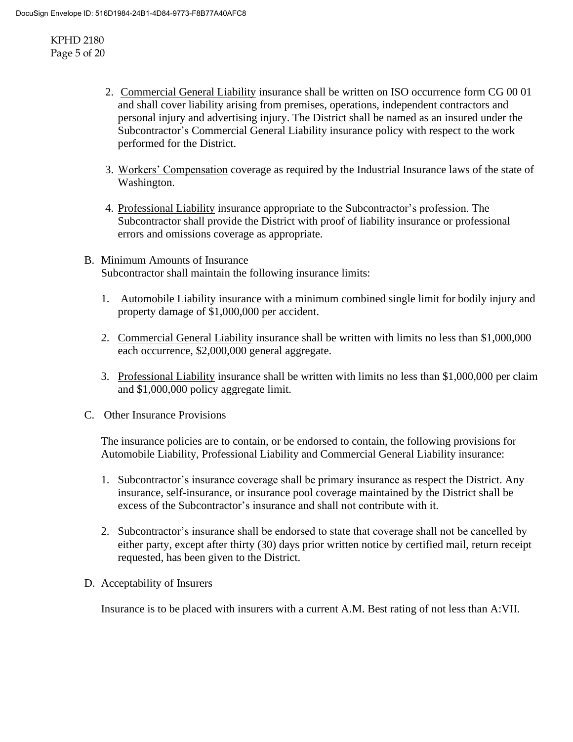2. Commercial General Liability insurance shall be written on ISO occurrence form CG 00 01 and shall cover liability arising from premises, operations, independent contractors and personal injury and advertising injury. The District shall be named as an insured under the Subcontractor's Commercial General Liability insurance policy with respect to the work performed for the District.

3. Workers' Compensation coverage as required by the Industrial Insurance laws of the state of Washington.

4. Professional Liability insurance appropriate to the Subcontractor's profession. The Subcontractor shall provide the District with proof of liability insurance or professional errors and omissions coverage as appropriate.

B. Minimum Amounts of Insurance
Subcontractor shall maintain the following insurance limits:

1. Automobile Liability insurance with a minimum combined single limit for bodily injury and property damage of $1,000,000 per accident.

2. Commercial General Liability insurance shall be written with limits no less than $1,000,000 each occurrence, $2,000,000 general aggregate.

3. Professional Liability insurance shall be written with limits no less than $1,000,000 per claim and $1,000,000 policy aggregate limit.

C. Other Insurance Provisions

The insurance policies are to contain, or be endorsed to contain, the following provisions for Automobile Liability, Professional Liability and Commercial General Liability insurance:

1. Subcontractor's insurance coverage shall be primary insurance as respect the District. Any insurance, self-insurance, or insurance pool coverage maintained by the District shall be excess of the Subcontractor's insurance and shall not contribute with it.

2. Subcontractor's insurance shall be endorsed to state that coverage shall not be cancelled by either party, except after thirty (30) days prior written notice by certified mail, return receipt requested, has been given to the District.

D. Acceptability of Insurers

Insurance is to be placed with insurers with a current A.M. Best rating of not less than A:VII.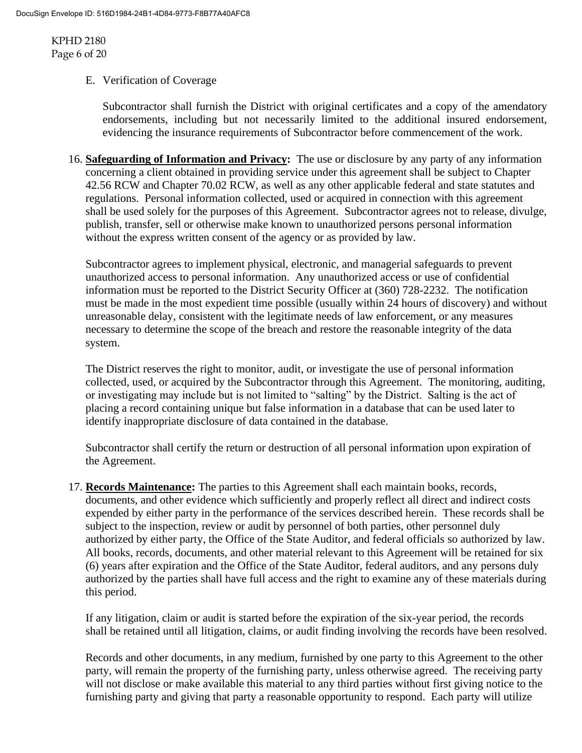E. Verification of Coverage

Subcontractor shall furnish the District with original certificates and a copy of the amendatory endorsements, including but not necessarily limited to the additional insured endorsement, evidencing the insurance requirements of Subcontractor before commencement of the work.

16. **Safeguarding of Information and Privacy:** The use or disclosure by any party of any information concerning a client obtained in providing service under this agreement shall be subject to Chapter 42.56 RCW and Chapter 70.02 RCW, as well as any other applicable federal and state statutes and regulations. Personal information collected, used or acquired in connection with this agreement shall be used solely for the purposes of this Agreement. Subcontractor agrees not to release, divulge, publish, transfer, sell or otherwise make known to unauthorized persons personal information without the express written consent of the agency or as provided by law.

    Subcontractor agrees to implement physical, electronic, and managerial safeguards to prevent unauthorized access to personal information. Any unauthorized access or use of confidential information must be reported to the District Security Officer at (360) 728-2232. The notification must be made in the most expedient time possible (usually within 24 hours of discovery) and without unreasonable delay, consistent with the legitimate needs of law enforcement, or any measures necessary to determine the scope of the breach and restore the reasonable integrity of the data system.

    The District reserves the right to monitor, audit, or investigate the use of personal information collected, used, or acquired by the Subcontractor through this Agreement. The monitoring, auditing, or investigating may include but is not limited to "salting" by the District. Salting is the act of placing a record containing unique but false information in a database that can be used later to identify inappropriate disclosure of data contained in the database.

    Subcontractor shall certify the return or destruction of all personal information upon expiration of the Agreement.

17. **Records Maintenance:** The parties to this Agreement shall each maintain books, records, documents, and other evidence which sufficiently and properly reflect all direct and indirect costs expended by either party in the performance of the services described herein. These records shall be subject to the inspection, review or audit by personnel of both parties, other personnel duly authorized by either party, the Office of the State Auditor, and federal officials so authorized by law. All books, records, documents, and other material relevant to this Agreement will be retained for six (6) years after expiration and the Office of the State Auditor, federal auditors, and any persons duly authorized by the parties shall have full access and the right to examine any of these materials during this period.

    If any litigation, claim or audit is started before the expiration of the six-year period, the records shall be retained until all litigation, claims, or audit finding involving the records have been resolved.

    Records and other documents, in any medium, furnished by one party to this Agreement to the other party, will remain the property of the furnishing party, unless otherwise agreed. The receiving party will not disclose or make available this material to any third parties without first giving notice to the furnishing party and giving that party a reasonable opportunity to respond. Each party will utilize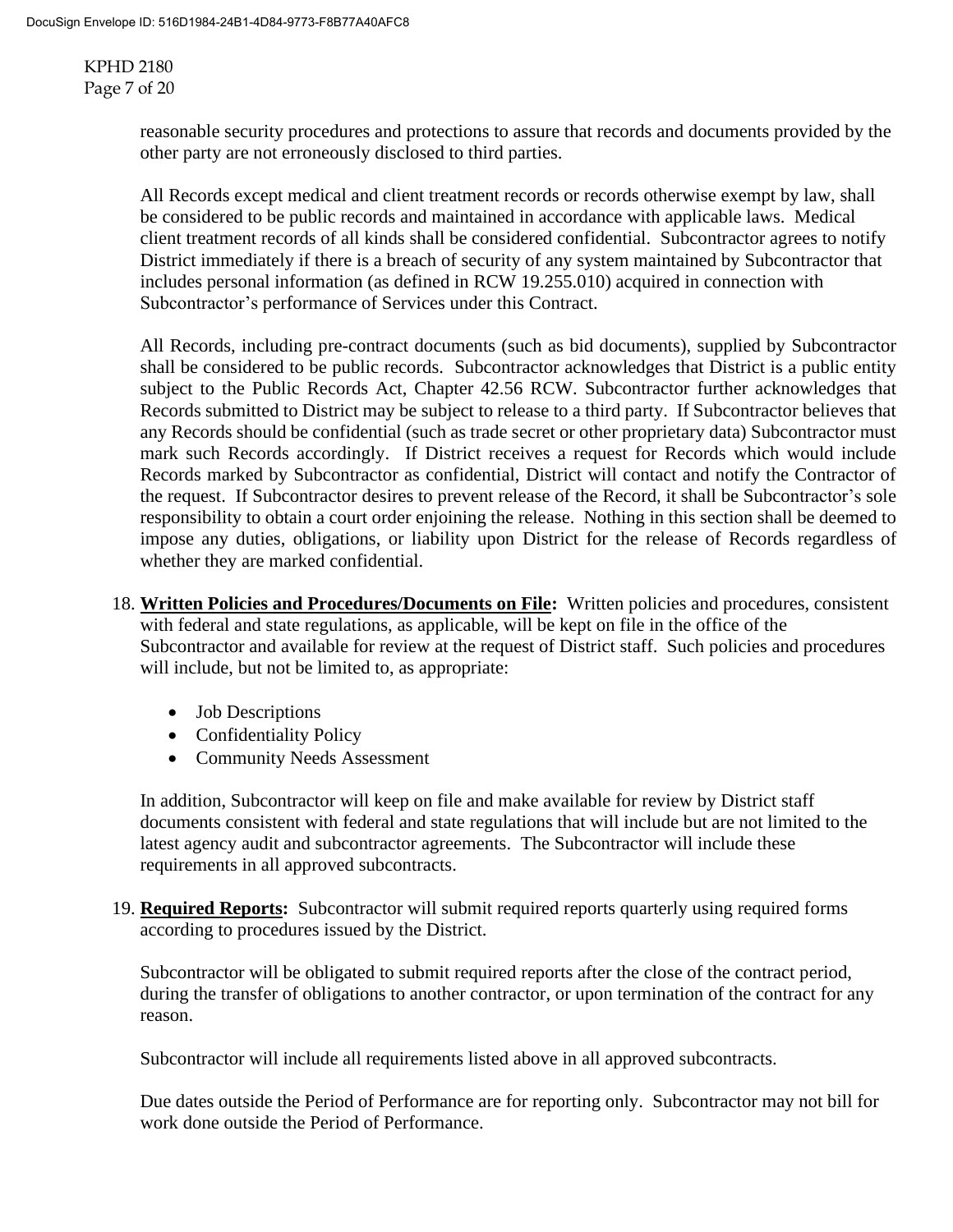reasonable security procedures and protections to assure that records and documents provided by the other party are not erroneously disclosed to third parties.

All Records except medical and client treatment records or records otherwise exempt by law, shall be considered to be public records and maintained in accordance with applicable laws. Medical client treatment records of all kinds shall be considered confidential. Subcontractor agrees to notify District immediately if there is a breach of security of any system maintained by Subcontractor that includes personal information (as defined in RCW 19.255.010) acquired in connection with Subcontractor's performance of Services under this Contract.

All Records, including pre-contract documents (such as bid documents), supplied by Subcontractor shall be considered to be public records. Subcontractor acknowledges that District is a public entity subject to the Public Records Act, Chapter 42.56 RCW. Subcontractor further acknowledges that Records submitted to District may be subject to release to a third party. If Subcontractor believes that any Records should be confidential (such as trade secret or other proprietary data) Subcontractor must mark such Records accordingly. If District receives a request for Records which would include Records marked by Subcontractor as confidential, District will contact and notify the Contractor of the request. If Subcontractor desires to prevent release of the Record, it shall be Subcontractor's sole responsibility to obtain a court order enjoining the release. Nothing in this section shall be deemed to impose any duties, obligations, or liability upon District for the release of Records regardless of whether they are marked confidential.

18. **Written Policies and Procedures/Documents on File:** Written policies and procedures, consistent with federal and state regulations, as applicable, will be kept on file in the office of the Subcontractor and available for review at the request of District staff. Such policies and procedures will include, but not be limited to, as appropriate:

    - Job Descriptions
    - Confidentiality Policy
    - Community Needs Assessment

    In addition, Subcontractor will keep on file and make available for review by District staff documents consistent with federal and state regulations that will include but are not limited to the latest agency audit and subcontractor agreements. The Subcontractor will include these requirements in all approved subcontracts.

19. **Required Reports:** Subcontractor will submit required reports quarterly using required forms according to procedures issued by the District.

    Subcontractor will be obligated to submit required reports after the close of the contract period, during the transfer of obligations to another contractor, or upon termination of the contract for any reason.

    Subcontractor will include all requirements listed above in all approved subcontracts.

    Due dates outside the Period of Performance are for reporting only. Subcontractor may not bill for work done outside the Period of Performance.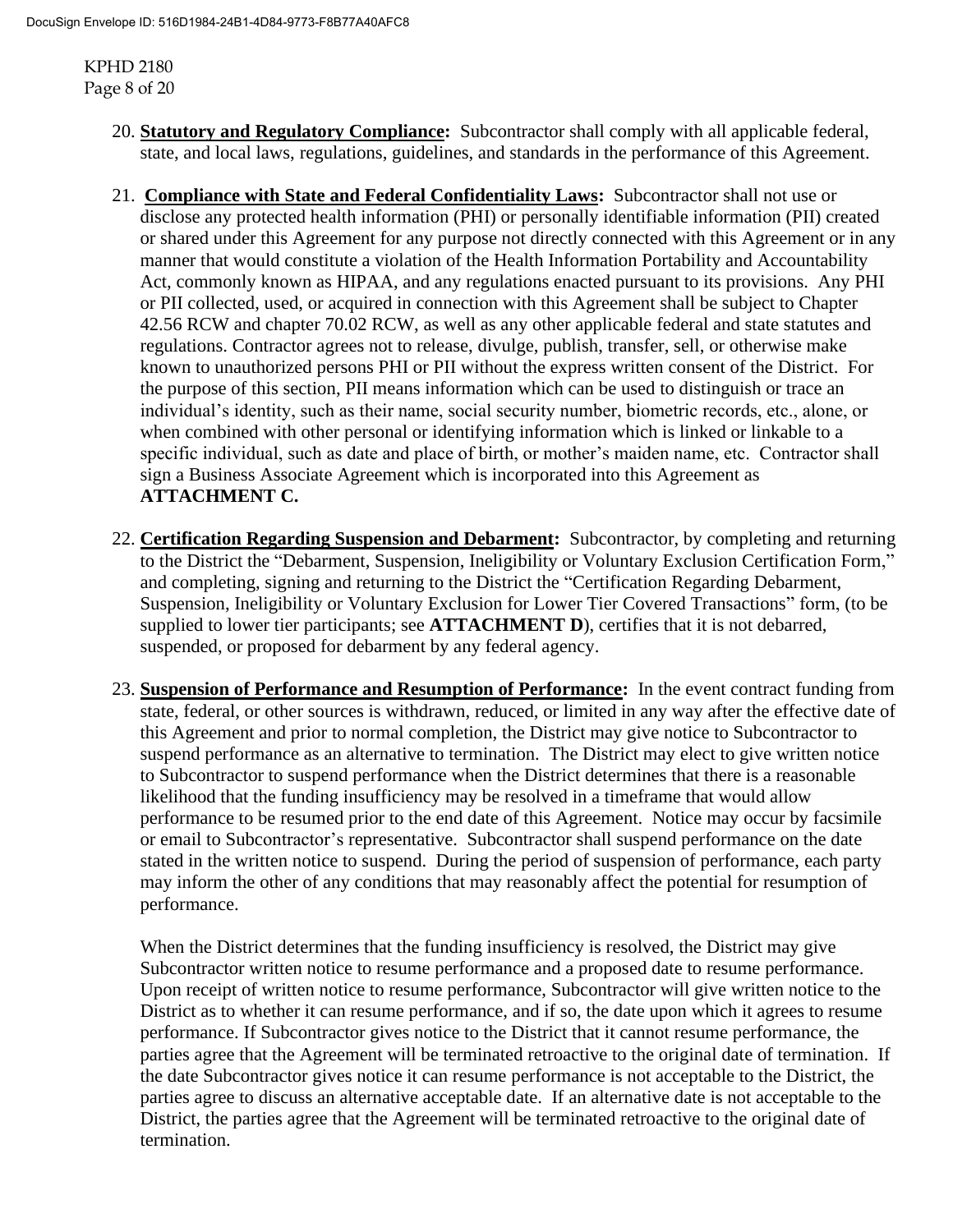20. **Statutory and Regulatory Compliance:** Subcontractor shall comply with all applicable federal, state, and local laws, regulations, guidelines, and standards in the performance of this Agreement.

21. **Compliance with State and Federal Confidentiality Laws:** Subcontractor shall not use or disclose any protected health information (PHI) or personally identifiable information (PII) created or shared under this Agreement for any purpose not directly connected with this Agreement or in any manner that would constitute a violation of the Health Information Portability and Accountability Act, commonly known as HIPAA, and any regulations enacted pursuant to its provisions. Any PHI or PII collected, used, or acquired in connection with this Agreement shall be subject to Chapter 42.56 RCW and chapter 70.02 RCW, as well as any other applicable federal and state statutes and regulations. Contractor agrees not to release, divulge, publish, transfer, sell, or otherwise make known to unauthorized persons PHI or PII without the express written consent of the District. For the purpose of this section, PII means information which can be used to distinguish or trace an individual's identity, such as their name, social security number, biometric records, etc., alone, or when combined with other personal or identifying information which is linked or linkable to a specific individual, such as date and place of birth, or mother's maiden name, etc. Contractor shall sign a Business Associate Agreement which is incorporated into this Agreement as **ATTACHMENT C.**

22. **Certification Regarding Suspension and Debarment:** Subcontractor, by completing and returning to the District the "Debarment, Suspension, Ineligibility or Voluntary Exclusion Certification Form," and completing, signing and returning to the District the "Certification Regarding Debarment, Suspension, Ineligibility or Voluntary Exclusion for Lower Tier Covered Transactions" form, (to be supplied to lower tier participants; see **ATTACHMENT D**), certifies that it is not debarred, suspended, or proposed for debarment by any federal agency.

23. **Suspension of Performance and Resumption of Performance:** In the event contract funding from state, federal, or other sources is withdrawn, reduced, or limited in any way after the effective date of this Agreement and prior to normal completion, the District may give notice to Subcontractor to suspend performance as an alternative to termination. The District may elect to give written notice to Subcontractor to suspend performance when the District determines that there is a reasonable likelihood that the funding insufficiency may be resolved in a timeframe that would allow performance to be resumed prior to the end date of this Agreement. Notice may occur by facsimile or email to Subcontractor's representative. Subcontractor shall suspend performance on the date stated in the written notice to suspend. During the period of suspension of performance, each party may inform the other of any conditions that may reasonably affect the potential for resumption of performance.

    When the District determines that the funding insufficiency is resolved, the District may give Subcontractor written notice to resume performance and a proposed date to resume performance. Upon receipt of written notice to resume performance, Subcontractor will give written notice to the District as to whether it can resume performance, and if so, the date upon which it agrees to resume performance. If Subcontractor gives notice to the District that it cannot resume performance, the parties agree that the Agreement will be terminated retroactive to the original date of termination. If the date Subcontractor gives notice it can resume performance is not acceptable to the District, the parties agree to discuss an alternative acceptable date. If an alternative date is not acceptable to the District, the parties agree that the Agreement will be terminated retroactive to the original date of termination.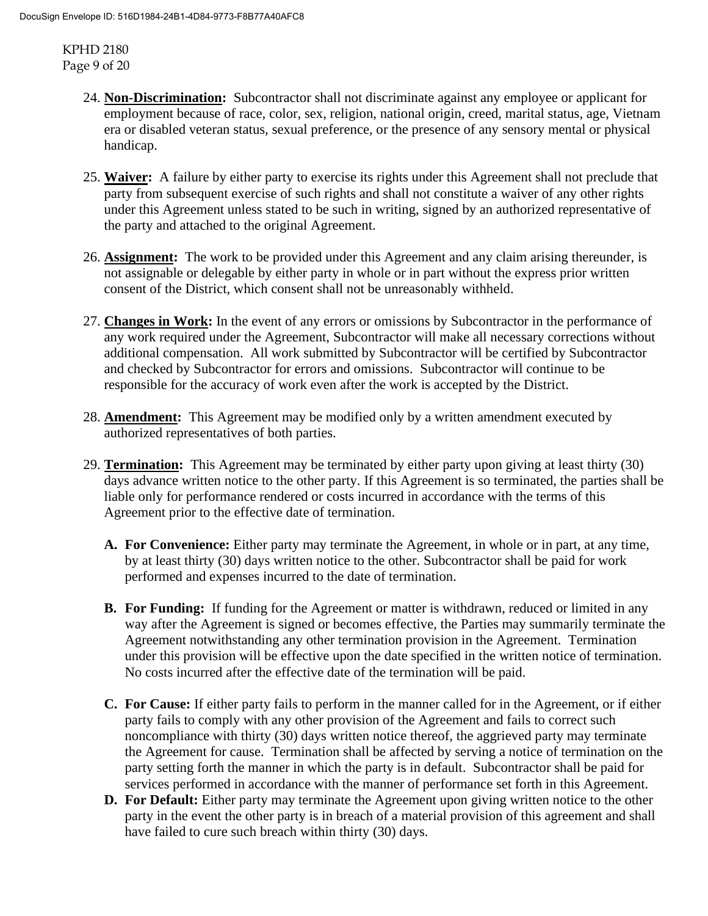24. **Non-Discrimination:** Subcontractor shall not discriminate against any employee or applicant for employment because of race, color, sex, religion, national origin, creed, marital status, age, Vietnam era or disabled veteran status, sexual preference, or the presence of any sensory mental or physical handicap.

25. **Waiver:** A failure by either party to exercise its rights under this Agreement shall not preclude that party from subsequent exercise of such rights and shall not constitute a waiver of any other rights under this Agreement unless stated to be such in writing, signed by an authorized representative of the party and attached to the original Agreement.

26. **Assignment:** The work to be provided under this Agreement and any claim arising thereunder, is not assignable or delegable by either party in whole or in part without the express prior written consent of the District, which consent shall not be unreasonably withheld.

27. **Changes in Work:** In the event of any errors or omissions by Subcontractor in the performance of any work required under the Agreement, Subcontractor will make all necessary corrections without additional compensation. All work submitted by Subcontractor will be certified by Subcontractor and checked by Subcontractor for errors and omissions. Subcontractor will continue to be responsible for the accuracy of work even after the work is accepted by the District.

28. **Amendment:** This Agreement may be modified only by a written amendment executed by authorized representatives of both parties.

29. **Termination:** This Agreement may be terminated by either party upon giving at least thirty (30) days advance written notice to the other party. If this Agreement is so terminated, the parties shall be liable only for performance rendered or costs incurred in accordance with the terms of this Agreement prior to the effective date of termination.

    **A. For Convenience:** Either party may terminate the Agreement, in whole or in part, at any time, by at least thirty (30) days written notice to the other. Subcontractor shall be paid for work performed and expenses incurred to the date of termination.

    **B. For Funding:** If funding for the Agreement or matter is withdrawn, reduced or limited in any way after the Agreement is signed or becomes effective, the Parties may summarily terminate the Agreement notwithstanding any other termination provision in the Agreement. Termination under this provision will be effective upon the date specified in the written notice of termination. No costs incurred after the effective date of the termination will be paid.

    **C. For Cause:** If either party fails to perform in the manner called for in the Agreement, or if either party fails to comply with any other provision of the Agreement and fails to correct such noncompliance with thirty (30) days written notice thereof, the aggrieved party may terminate the Agreement for cause. Termination shall be affected by serving a notice of termination on the party setting forth the manner in which the party is in default. Subcontractor shall be paid for services performed in accordance with the manner of performance set forth in this Agreement.

    **D. For Default:** Either party may terminate the Agreement upon giving written notice to the other party in the event the other party is in breach of a material provision of this agreement and shall have failed to cure such breach within thirty (30) days.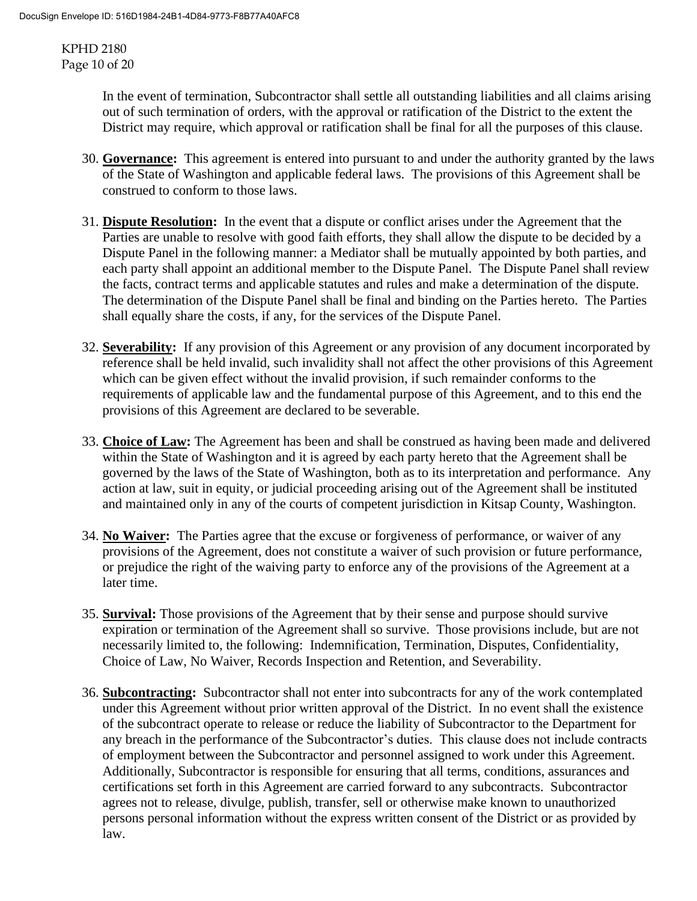In the event of termination, Subcontractor shall settle all outstanding liabilities and all claims arising out of such termination of orders, with the approval or ratification of the District to the extent the District may require, which approval or ratification shall be final for all the purposes of this clause.

30. **Governance:** This agreement is entered into pursuant to and under the authority granted by the laws of the State of Washington and applicable federal laws. The provisions of this Agreement shall be construed to conform to those laws.

31. **Dispute Resolution:** In the event that a dispute or conflict arises under the Agreement that the Parties are unable to resolve with good faith efforts, they shall allow the dispute to be decided by a Dispute Panel in the following manner: a Mediator shall be mutually appointed by both parties, and each party shall appoint an additional member to the Dispute Panel. The Dispute Panel shall review the facts, contract terms and applicable statutes and rules and make a determination of the dispute. The determination of the Dispute Panel shall be final and binding on the Parties hereto. The Parties shall equally share the costs, if any, for the services of the Dispute Panel.

32. **Severability:** If any provision of this Agreement or any provision of any document incorporated by reference shall be held invalid, such invalidity shall not affect the other provisions of this Agreement which can be given effect without the invalid provision, if such remainder conforms to the requirements of applicable law and the fundamental purpose of this Agreement, and to this end the provisions of this Agreement are declared to be severable.

33. **Choice of Law:** The Agreement has been and shall be construed as having been made and delivered within the State of Washington and it is agreed by each party hereto that the Agreement shall be governed by the laws of the State of Washington, both as to its interpretation and performance. Any action at law, suit in equity, or judicial proceeding arising out of the Agreement shall be instituted and maintained only in any of the courts of competent jurisdiction in Kitsap County, Washington.

34. **No Waiver:** The Parties agree that the excuse or forgiveness of performance, or waiver of any provisions of the Agreement, does not constitute a waiver of such provision or future performance, or prejudice the right of the waiving party to enforce any of the provisions of the Agreement at a later time.

35. **Survival:** Those provisions of the Agreement that by their sense and purpose should survive expiration or termination of the Agreement shall so survive. Those provisions include, but are not necessarily limited to, the following: Indemnification, Termination, Disputes, Confidentiality, Choice of Law, No Waiver, Records Inspection and Retention, and Severability.

36. **Subcontracting:** Subcontractor shall not enter into subcontracts for any of the work contemplated under this Agreement without prior written approval of the District. In no event shall the existence of the subcontract operate to release or reduce the liability of Subcontractor to the Department for any breach in the performance of the Subcontractor's duties. This clause does not include contracts of employment between the Subcontractor and personnel assigned to work under this Agreement. Additionally, Subcontractor is responsible for ensuring that all terms, conditions, assurances and certifications set forth in this Agreement are carried forward to any subcontracts. Subcontractor agrees not to release, divulge, publish, transfer, sell or otherwise make known to unauthorized persons personal information without the express written consent of the District or as provided by law.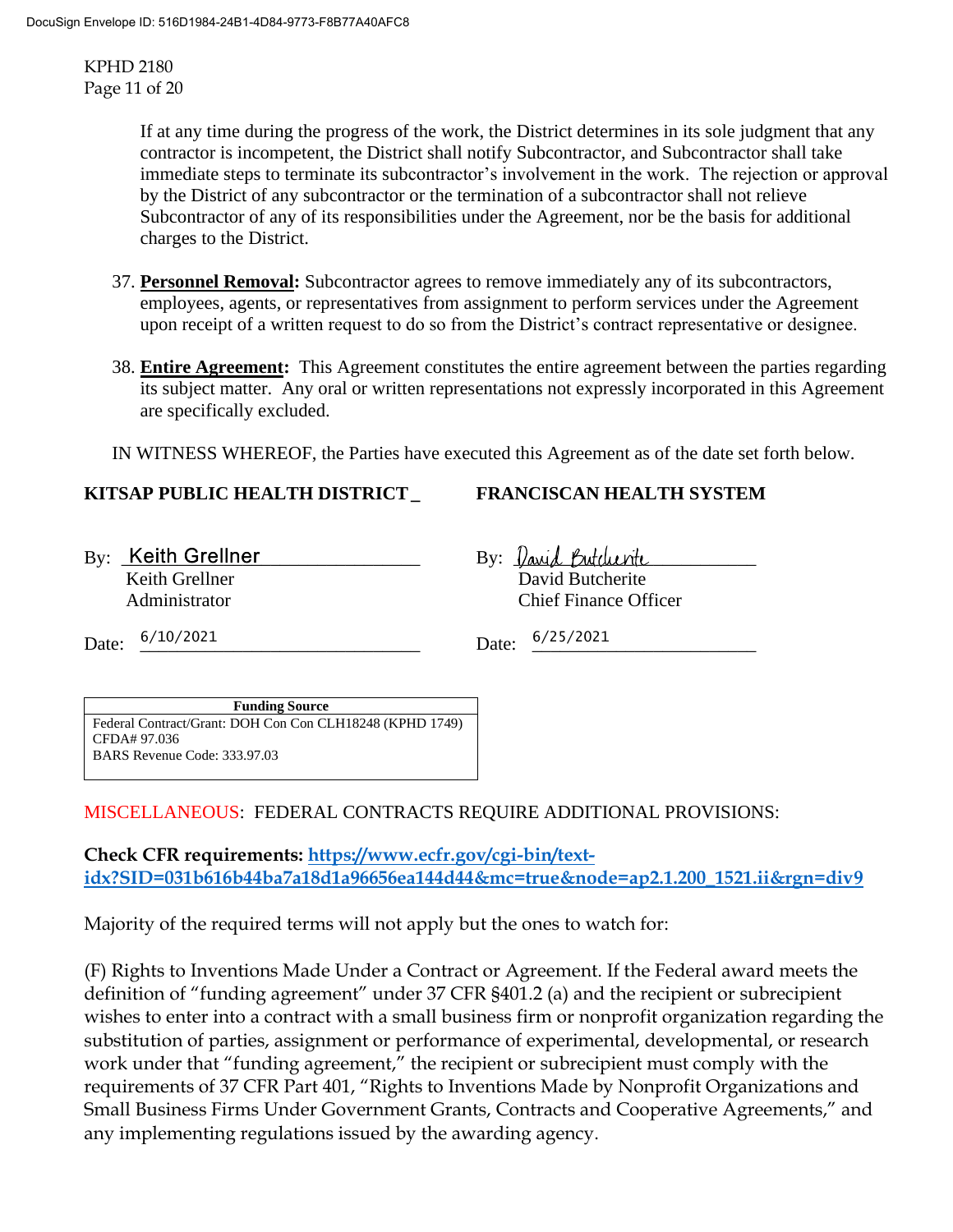If at any time during the progress of the work, the District determines in its sole judgment that any contractor is incompetent, the District shall notify Subcontractor, and Subcontractor shall take immediate steps to terminate its subcontractor's involvement in the work. The rejection or approval by the District of any subcontractor or the termination of a subcontractor shall not relieve Subcontractor of any of its responsibilities under the Agreement, nor be the basis for additional charges to the District.

37. **Personnel Removal:** Subcontractor agrees to remove immediately any of its subcontractors, employees, agents, or representatives from assignment to perform services under the Agreement upon receipt of a written request to do so from the District's contract representative or designee.

38. **Entire Agreement:** This Agreement constitutes the entire agreement between the parties regarding its subject matter. Any oral or written representations not expressly incorporated in this Agreement are specifically excluded.

IN WITNESS WHEREOF, the Parties have executed this Agreement as of the date set forth below.

| **KITSAP PUBLIC HEALTH DISTRICT** | **FRANCISCAN HEALTH SYSTEM** |
|---|---|
| By: Keith Grellner | By: David Butcherite |
| Keith Grellner | David Butcherite |
| Administrator | Chief Finance Officer |
| Date: 6/10/2021 | Date: 6/25/2021 |

| **Funding Source** |
|---|
| Federal Contract/Grant: DOH Con Con CLH18248 (KPHD 1749) |
| CFDA# 97.036 |
| BARS Revenue Code: 333.97.03 |

MISCELLANEOUS: FEDERAL CONTRACTS REQUIRE ADDITIONAL PROVISIONS:

**Check CFR requirements: [https://www.ecfr.gov/cgi-bin/text-idx?SID=031b616b44ba7a18d1a96656ea144d44&mc=true&node=ap2.1.200_1521.ii&rgn=div9](https://www.ecfr.gov/cgi-bin/text-idx?SID=031b616b44ba7a18d1a96656ea144d44&mc=true&node=ap2.1.200_1521.ii&rgn=div9)**

Majority of the required terms will not apply but the ones to watch for:

(F) Rights to Inventions Made Under a Contract or Agreement. If the Federal award meets the definition of "funding agreement" under 37 CFR §401.2 (a) and the recipient or subrecipient wishes to enter into a contract with a small business firm or nonprofit organization regarding the substitution of parties, assignment or performance of experimental, developmental, or research work under that "funding agreement," the recipient or subrecipient must comply with the requirements of 37 CFR Part 401, "Rights to Inventions Made by Nonprofit Organizations and Small Business Firms Under Government Grants, Contracts and Cooperative Agreements," and any implementing regulations issued by the awarding agency.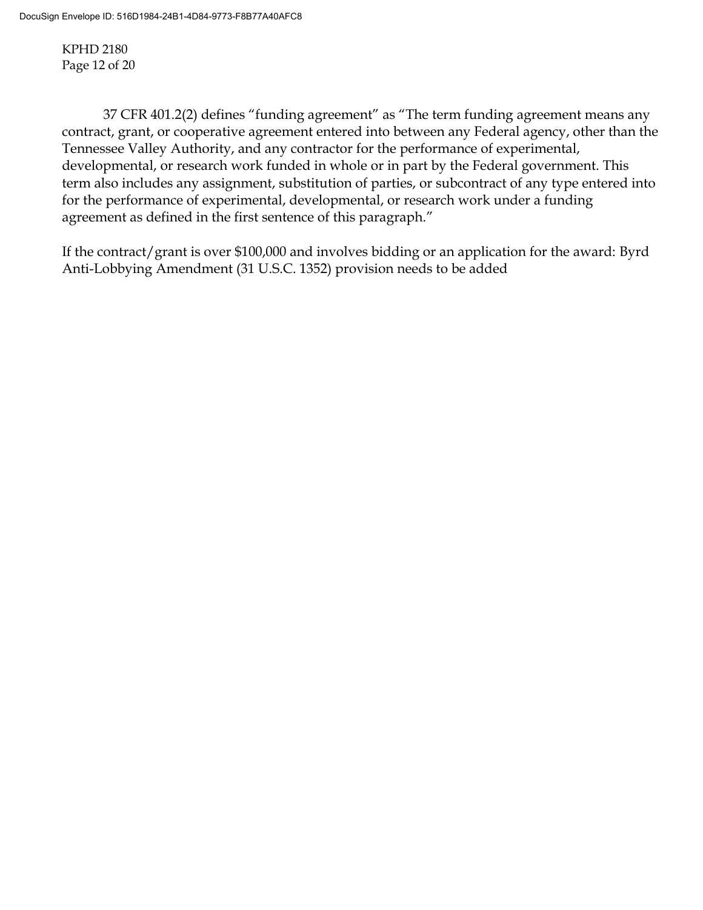37 CFR 401.2(2) defines "funding agreement" as "The term funding agreement means any contract, grant, or cooperative agreement entered into between any Federal agency, other than the Tennessee Valley Authority, and any contractor for the performance of experimental, developmental, or research work funded in whole or in part by the Federal government. This term also includes any assignment, substitution of parties, or subcontract of any type entered into for the performance of experimental, developmental, or research work under a funding agreement as defined in the first sentence of this paragraph."

If the contract/grant is over $100,000 and involves bidding or an application for the award: Byrd Anti-Lobbying Amendment (31 U.S.C. 1352) provision needs to be added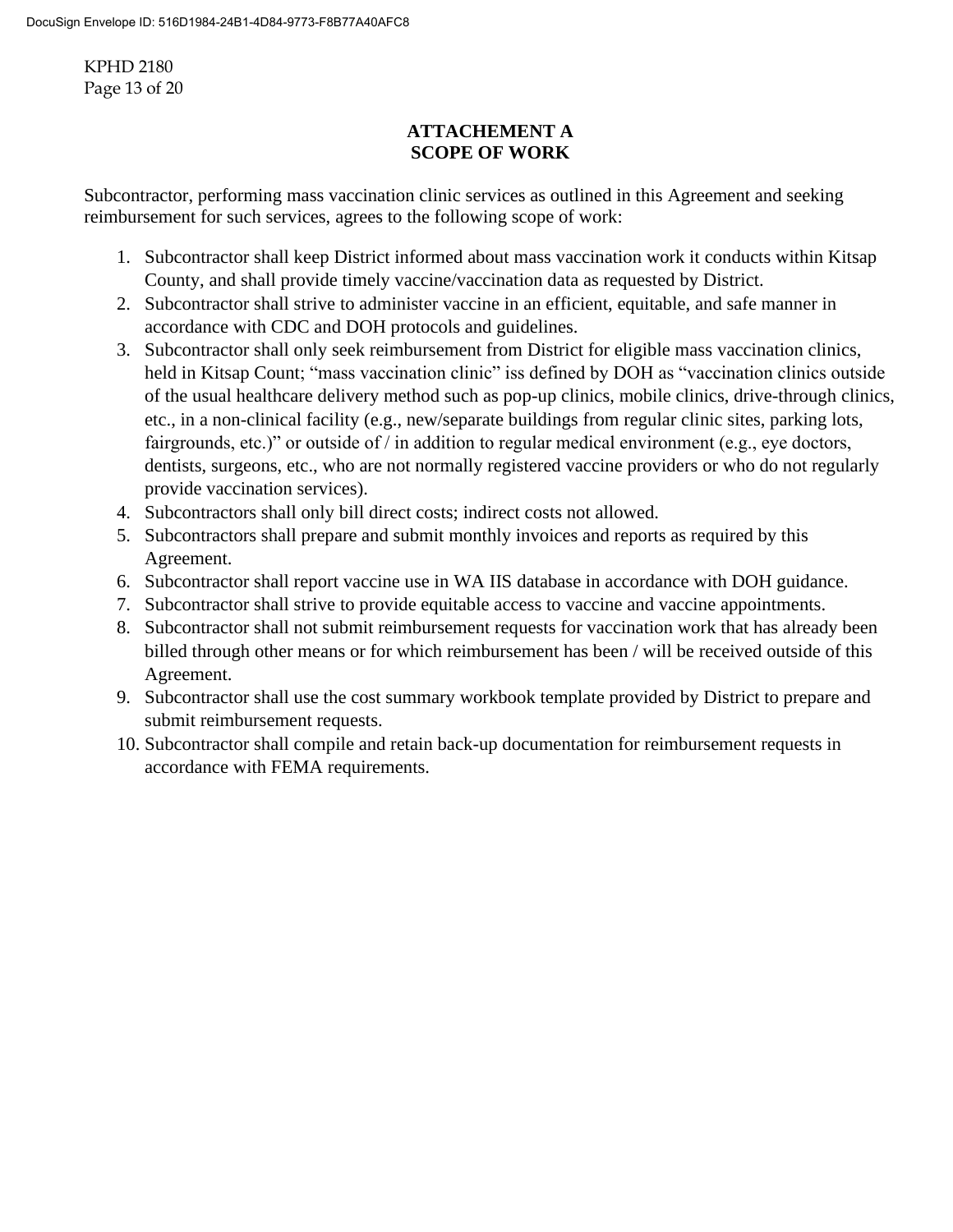## ATTACHEMENT A
## SCOPE OF WORK

Subcontractor, performing mass vaccination clinic services as outlined in this Agreement and seeking reimbursement for such services, agrees to the following scope of work:

1. Subcontractor shall keep District informed about mass vaccination work it conducts within Kitsap County, and shall provide timely vaccine/vaccination data as requested by District.
2. Subcontractor shall strive to administer vaccine in an efficient, equitable, and safe manner in accordance with CDC and DOH protocols and guidelines.
3. Subcontractor shall only seek reimbursement from District for eligible mass vaccination clinics, held in Kitsap Count; "mass vaccination clinic" iss defined by DOH as "vaccination clinics outside of the usual healthcare delivery method such as pop-up clinics, mobile clinics, drive-through clinics, etc., in a non-clinical facility (e.g., new/separate buildings from regular clinic sites, parking lots, fairgrounds, etc.)" or outside of / in addition to regular medical environment (e.g., eye doctors, dentists, surgeons, etc., who are not normally registered vaccine providers or who do not regularly provide vaccination services).
4. Subcontractors shall only bill direct costs; indirect costs not allowed.
5. Subcontractors shall prepare and submit monthly invoices and reports as required by this Agreement.
6. Subcontractor shall report vaccine use in WA IIS database in accordance with DOH guidance.
7. Subcontractor shall strive to provide equitable access to vaccine and vaccine appointments.
8. Subcontractor shall not submit reimbursement requests for vaccination work that has already been billed through other means or for which reimbursement has been / will be received outside of this Agreement.
9. Subcontractor shall use the cost summary workbook template provided by District to prepare and submit reimbursement requests.
10. Subcontractor shall compile and retain back-up documentation for reimbursement requests in accordance with FEMA requirements.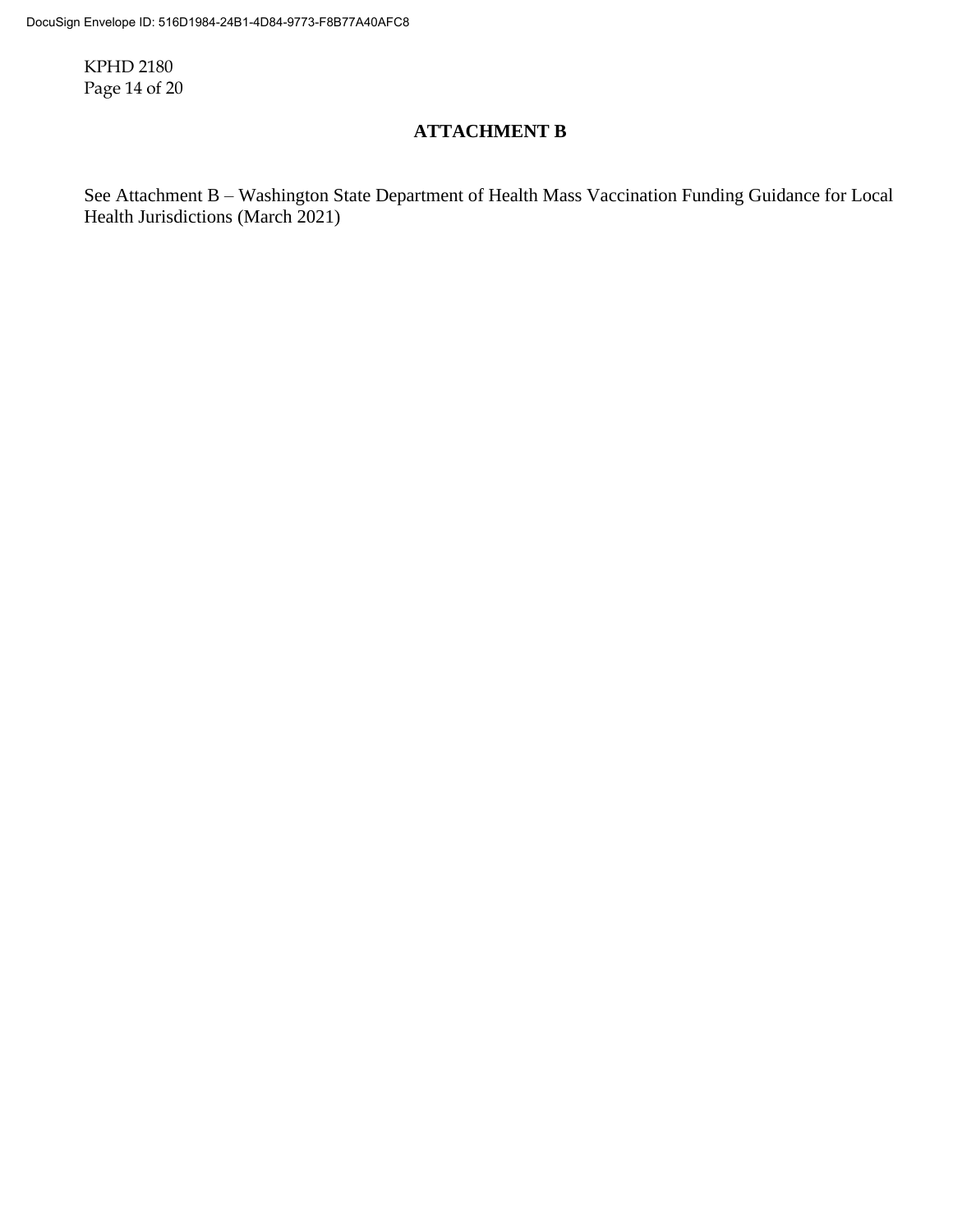## ATTACHMENT B

See Attachment B – Washington State Department of Health Mass Vaccination Funding Guidance for Local Health Jurisdictions (March 2021)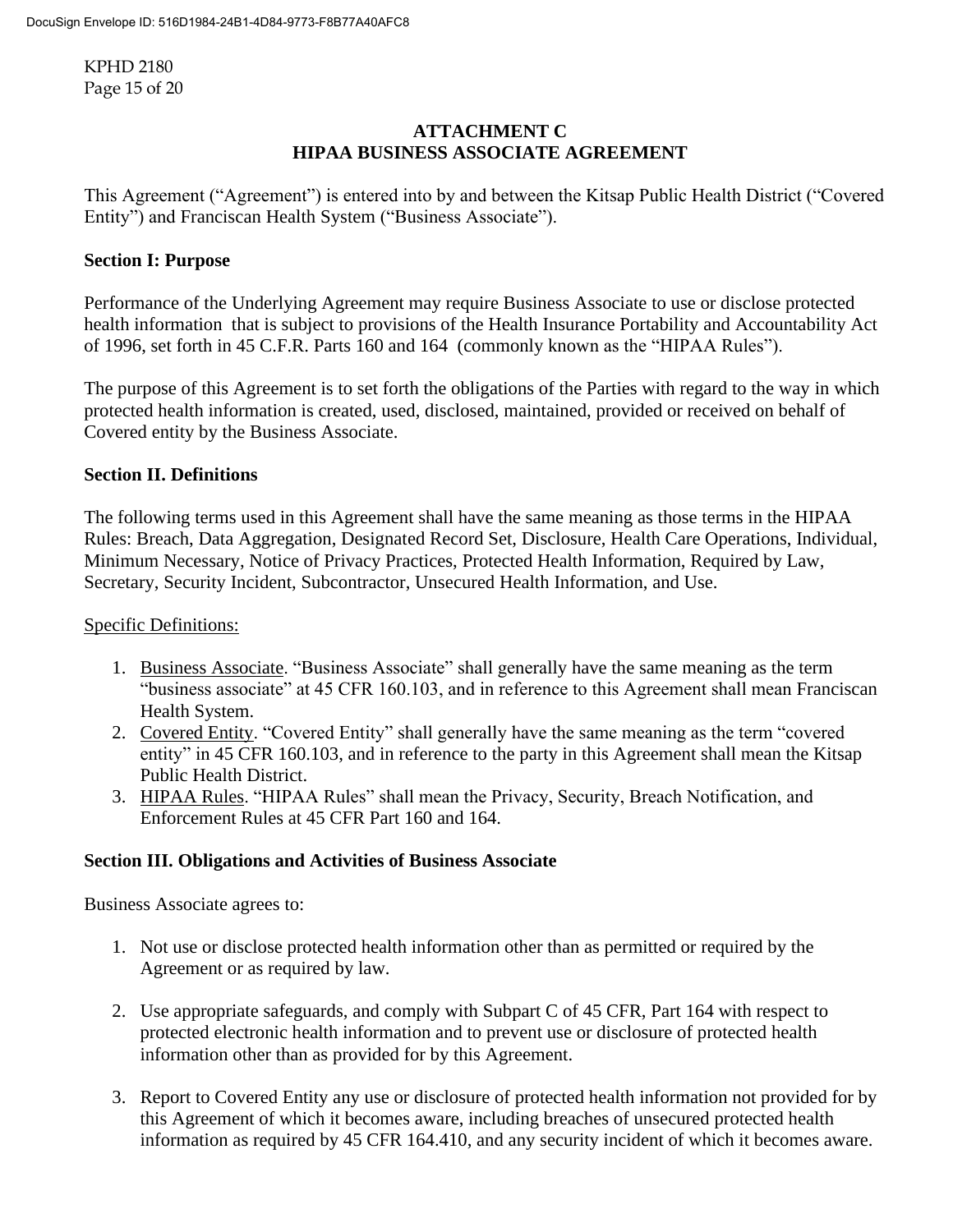## ATTACHMENT C
## HIPAA BUSINESS ASSOCIATE AGREEMENT

This Agreement ("Agreement") is entered into by and between the Kitsap Public Health District ("Covered Entity") and Franciscan Health System ("Business Associate").

**Section I: Purpose**

Performance of the Underlying Agreement may require Business Associate to use or disclose protected health information that is subject to provisions of the Health Insurance Portability and Accountability Act of 1996, set forth in 45 C.F.R. Parts 160 and 164 (commonly known as the "HIPAA Rules").

The purpose of this Agreement is to set forth the obligations of the Parties with regard to the way in which protected health information is created, used, disclosed, maintained, provided or received on behalf of Covered entity by the Business Associate.

**Section II. Definitions**

The following terms used in this Agreement shall have the same meaning as those terms in the HIPAA Rules: Breach, Data Aggregation, Designated Record Set, Disclosure, Health Care Operations, Individual, Minimum Necessary, Notice of Privacy Practices, Protected Health Information, Required by Law, Secretary, Security Incident, Subcontractor, Unsecured Health Information, and Use.

Specific Definitions:

1. Business Associate. "Business Associate" shall generally have the same meaning as the term "business associate" at 45 CFR 160.103, and in reference to this Agreement shall mean Franciscan Health System.
2. Covered Entity. "Covered Entity" shall generally have the same meaning as the term "covered entity" in 45 CFR 160.103, and in reference to the party in this Agreement shall mean the Kitsap Public Health District.
3. HIPAA Rules. "HIPAA Rules" shall mean the Privacy, Security, Breach Notification, and Enforcement Rules at 45 CFR Part 160 and 164.

**Section III. Obligations and Activities of Business Associate**

Business Associate agrees to:

1. Not use or disclose protected health information other than as permitted or required by the Agreement or as required by law.

2. Use appropriate safeguards, and comply with Subpart C of 45 CFR, Part 164 with respect to protected electronic health information and to prevent use or disclosure of protected health information other than as provided for by this Agreement.

3. Report to Covered Entity any use or disclosure of protected health information not provided for by this Agreement of which it becomes aware, including breaches of unsecured protected health information as required by 45 CFR 164.410, and any security incident of which it becomes aware.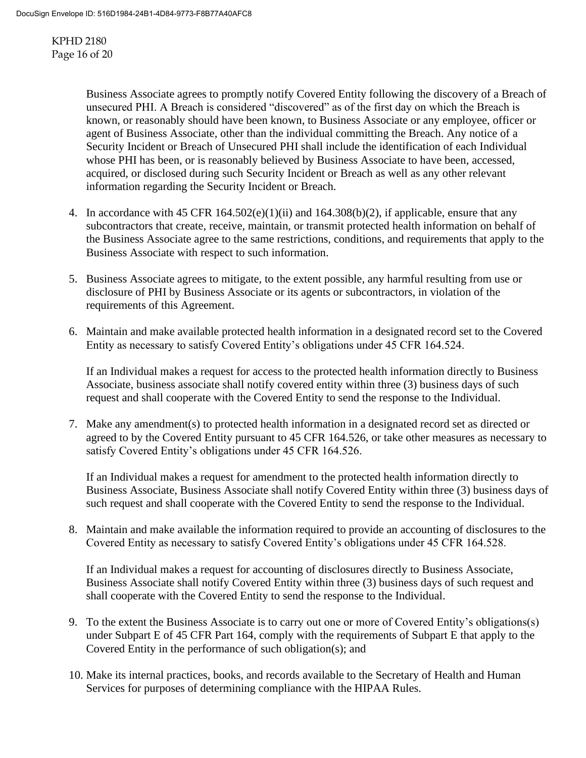Business Associate agrees to promptly notify Covered Entity following the discovery of a Breach of unsecured PHI. A Breach is considered "discovered" as of the first day on which the Breach is known, or reasonably should have been known, to Business Associate or any employee, officer or agent of Business Associate, other than the individual committing the Breach. Any notice of a Security Incident or Breach of Unsecured PHI shall include the identification of each Individual whose PHI has been, or is reasonably believed by Business Associate to have been, accessed, acquired, or disclosed during such Security Incident or Breach as well as any other relevant information regarding the Security Incident or Breach.

4. In accordance with 45 CFR 164.502(e)(1)(ii) and 164.308(b)(2), if applicable, ensure that any subcontractors that create, receive, maintain, or transmit protected health information on behalf of the Business Associate agree to the same restrictions, conditions, and requirements that apply to the Business Associate with respect to such information.

5. Business Associate agrees to mitigate, to the extent possible, any harmful resulting from use or disclosure of PHI by Business Associate or its agents or subcontractors, in violation of the requirements of this Agreement.

6. Maintain and make available protected health information in a designated record set to the Covered Entity as necessary to satisfy Covered Entity's obligations under 45 CFR 164.524.

   If an Individual makes a request for access to the protected health information directly to Business Associate, business associate shall notify covered entity within three (3) business days of such request and shall cooperate with the Covered Entity to send the response to the Individual.

7. Make any amendment(s) to protected health information in a designated record set as directed or agreed to by the Covered Entity pursuant to 45 CFR 164.526, or take other measures as necessary to satisfy Covered Entity's obligations under 45 CFR 164.526.

   If an Individual makes a request for amendment to the protected health information directly to Business Associate, Business Associate shall notify Covered Entity within three (3) business days of such request and shall cooperate with the Covered Entity to send the response to the Individual.

8. Maintain and make available the information required to provide an accounting of disclosures to the Covered Entity as necessary to satisfy Covered Entity's obligations under 45 CFR 164.528.

   If an Individual makes a request for accounting of disclosures directly to Business Associate, Business Associate shall notify Covered Entity within three (3) business days of such request and shall cooperate with the Covered Entity to send the response to the Individual.

9. To the extent the Business Associate is to carry out one or more of Covered Entity's obligations(s) under Subpart E of 45 CFR Part 164, comply with the requirements of Subpart E that apply to the Covered Entity in the performance of such obligation(s); and

10. Make its internal practices, books, and records available to the Secretary of Health and Human Services for purposes of determining compliance with the HIPAA Rules.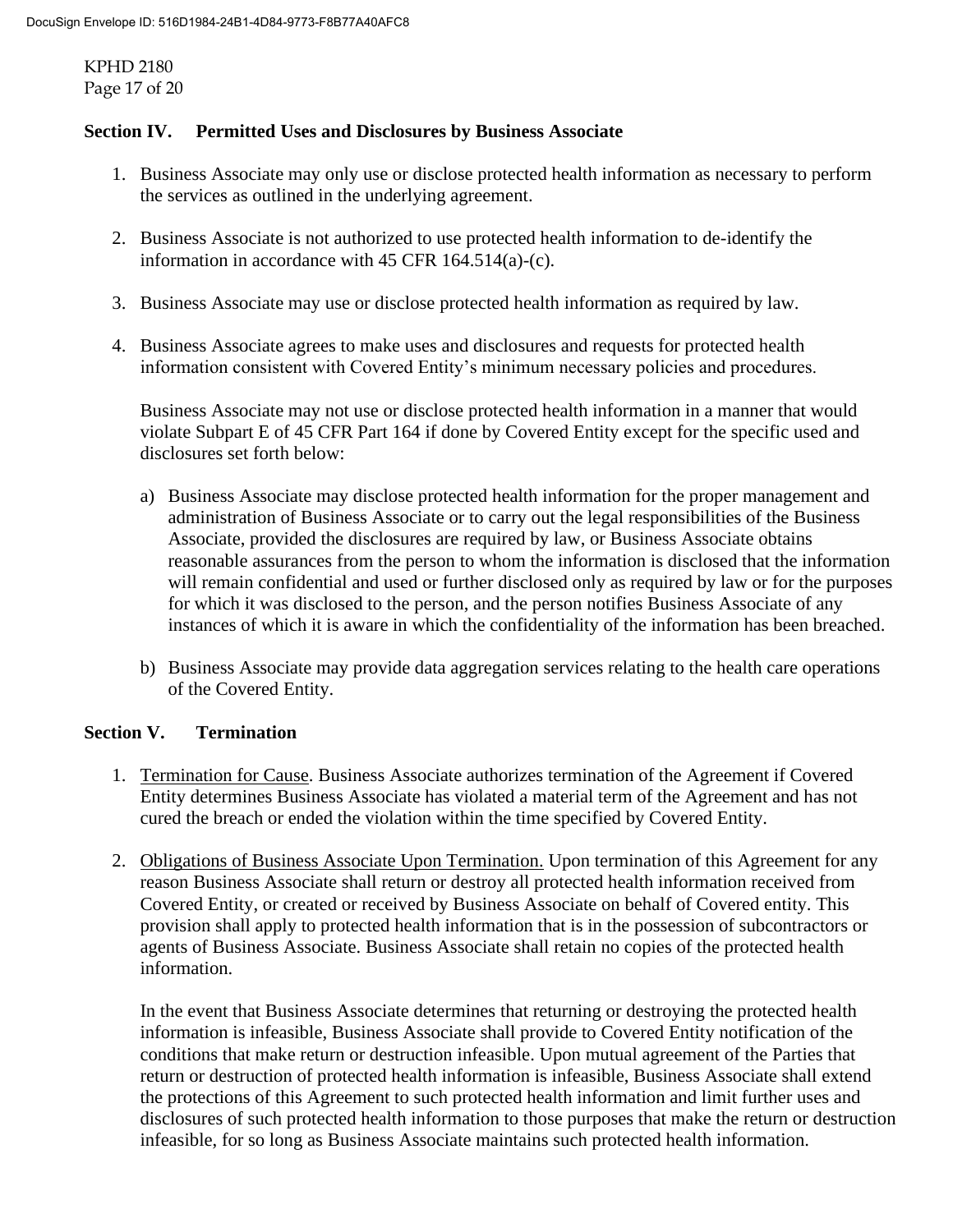## Section IV. Permitted Uses and Disclosures by Business Associate

1. Business Associate may only use or disclose protected health information as necessary to perform the services as outlined in the underlying agreement.

2. Business Associate is not authorized to use protected health information to de-identify the information in accordance with 45 CFR 164.514(a)-(c).

3. Business Associate may use or disclose protected health information as required by law.

4. Business Associate agrees to make uses and disclosures and requests for protected health information consistent with Covered Entity's minimum necessary policies and procedures.

   Business Associate may not use or disclose protected health information in a manner that would violate Subpart E of 45 CFR Part 164 if done by Covered Entity except for the specific used and disclosures set forth below:

   a) Business Associate may disclose protected health information for the proper management and administration of Business Associate or to carry out the legal responsibilities of the Business Associate, provided the disclosures are required by law, or Business Associate obtains reasonable assurances from the person to whom the information is disclosed that the information will remain confidential and used or further disclosed only as required by law or for the purposes for which it was disclosed to the person, and the person notifies Business Associate of any instances of which it is aware in which the confidentiality of the information has been breached.

   b) Business Associate may provide data aggregation services relating to the health care operations of the Covered Entity.

## Section V. Termination

1. Termination for Cause. Business Associate authorizes termination of the Agreement if Covered Entity determines Business Associate has violated a material term of the Agreement and has not cured the breach or ended the violation within the time specified by Covered Entity.

2. Obligations of Business Associate Upon Termination. Upon termination of this Agreement for any reason Business Associate shall return or destroy all protected health information received from Covered Entity, or created or received by Business Associate on behalf of Covered entity. This provision shall apply to protected health information that is in the possession of subcontractors or agents of Business Associate. Business Associate shall retain no copies of the protected health information.

   In the event that Business Associate determines that returning or destroying the protected health information is infeasible, Business Associate shall provide to Covered Entity notification of the conditions that make return or destruction infeasible. Upon mutual agreement of the Parties that return or destruction of protected health information is infeasible, Business Associate shall extend the protections of this Agreement to such protected health information and limit further uses and disclosures of such protected health information to those purposes that make the return or destruction infeasible, for so long as Business Associate maintains such protected health information.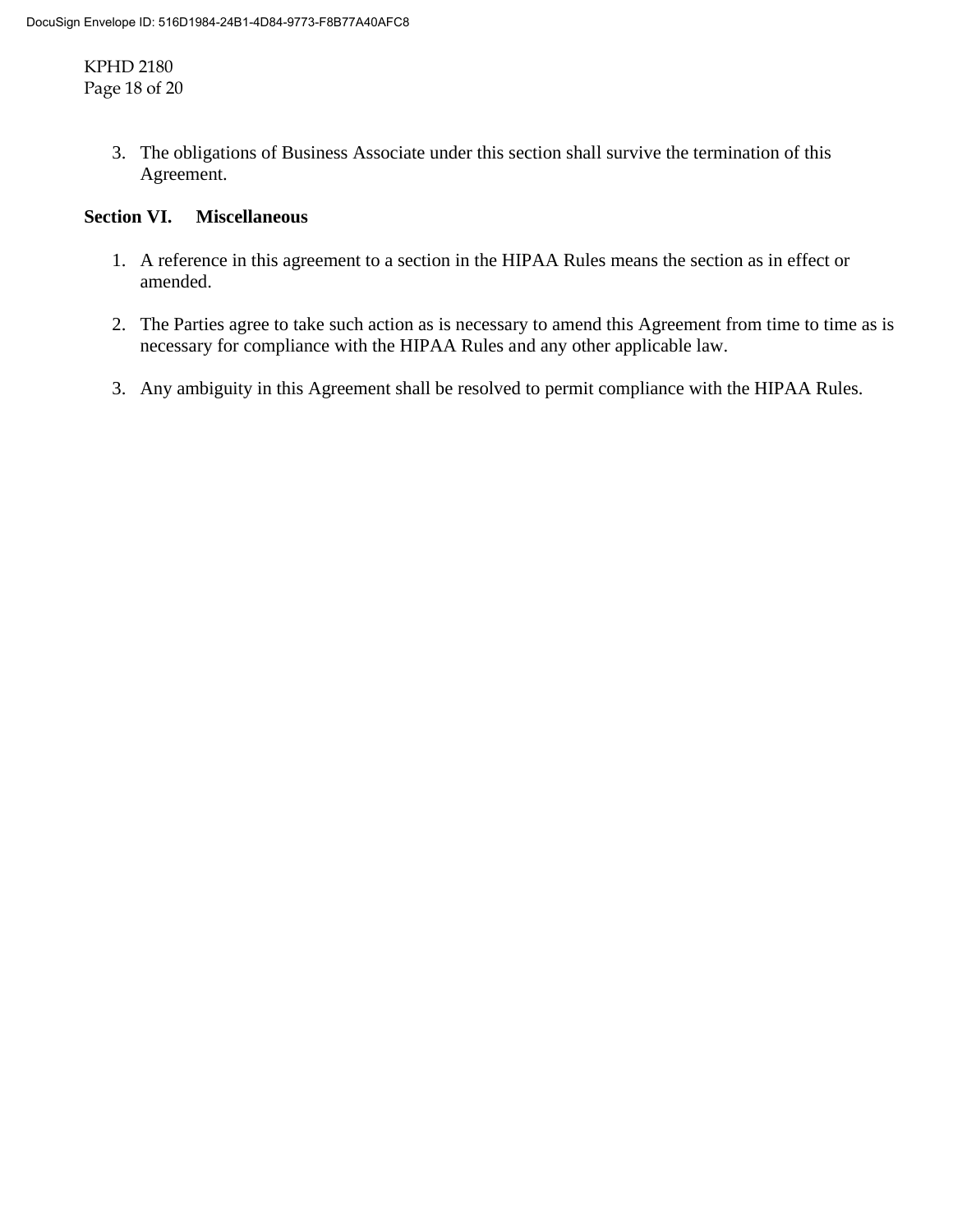3. The obligations of Business Associate under this section shall survive the termination of this Agreement.

**Section VI. Miscellaneous**

1. A reference in this agreement to a section in the HIPAA Rules means the section as in effect or amended.

2. The Parties agree to take such action as is necessary to amend this Agreement from time to time as is necessary for compliance with the HIPAA Rules and any other applicable law.

3. Any ambiguity in this Agreement shall be resolved to permit compliance with the HIPAA Rules.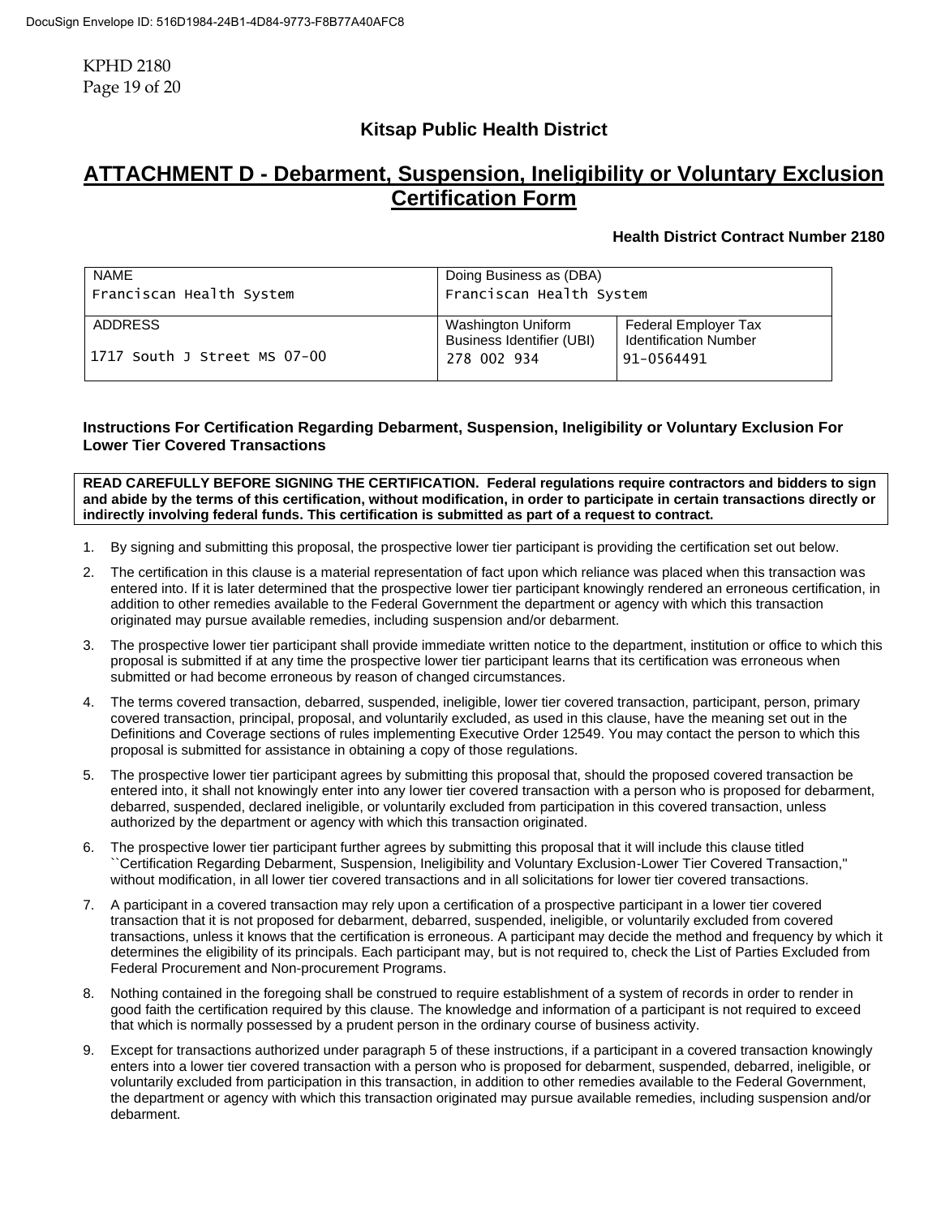# Kitsap Public Health District

## ATTACHMENT D - Debarment, Suspension, Ineligibility or Voluntary Exclusion Certification Form

**Health District Contract Number 2180**

| NAME | Doing Business as (DBA) | |
|---|---|---|
| Franciscan Health System | Franciscan Health System | |
| **ADDRESS** | **Washington Uniform Business Identifier (UBI)** | **Federal Employer Tax Identification Number** |
| 1717 South J Street MS 07-00 | 278 002 934 | 91-0564491 |

### Instructions For Certification Regarding Debarment, Suspension, Ineligibility or Voluntary Exclusion For Lower Tier Covered Transactions

**READ CAREFULLY BEFORE SIGNING THE CERTIFICATION. Federal regulations require contractors and bidders to sign and abide by the terms of this certification, without modification, in order to participate in certain transactions directly or indirectly involving federal funds. This certification is submitted as part of a request to contract.**

1. By signing and submitting this proposal, the prospective lower tier participant is providing the certification set out below.
2. The certification in this clause is a material representation of fact upon which reliance was placed when this transaction was entered into. If it is later determined that the prospective lower tier participant knowingly rendered an erroneous certification, in addition to other remedies available to the Federal Government the department or agency with which this transaction originated may pursue available remedies, including suspension and/or debarment.
3. The prospective lower tier participant shall provide immediate written notice to the department, institution or office to which this proposal is submitted if at any time the prospective lower tier participant learns that its certification was erroneous when submitted or had become erroneous by reason of changed circumstances.
4. The terms covered transaction, debarred, suspended, ineligible, lower tier covered transaction, participant, person, primary covered transaction, principal, proposal, and voluntarily excluded, as used in this clause, have the meaning set out in the Definitions and Coverage sections of rules implementing Executive Order 12549. You may contact the person to which this proposal is submitted for assistance in obtaining a copy of those regulations.
5. The prospective lower tier participant agrees by submitting this proposal that, should the proposed covered transaction be entered into, it shall not knowingly enter into any lower tier covered transaction with a person who is proposed for debarment, debarred, suspended, declared ineligible, or voluntarily excluded from participation in this covered transaction, unless authorized by the department or agency with which this transaction originated.
6. The prospective lower tier participant further agrees by submitting this proposal that it will include this clause titled ``Certification Regarding Debarment, Suspension, Ineligibility and Voluntary Exclusion-Lower Tier Covered Transaction,'' without modification, in all lower tier covered transactions and in all solicitations for lower tier covered transactions.
7. A participant in a covered transaction may rely upon a certification of a prospective participant in a lower tier covered transaction that it is not proposed for debarment, debarred, suspended, ineligible, or voluntarily excluded from covered transactions, unless it knows that the certification is erroneous. A participant may decide the method and frequency by which it determines the eligibility of its principals. Each participant may, but is not required to, check the List of Parties Excluded from Federal Procurement and Non-procurement Programs.
8. Nothing contained in the foregoing shall be construed to require establishment of a system of records in order to render in good faith the certification required by this clause. The knowledge and information of a participant is not required to exceed that which is normally possessed by a prudent person in the ordinary course of business activity.
9. Except for transactions authorized under paragraph 5 of these instructions, if a participant in a covered transaction knowingly enters into a lower tier covered transaction with a person who is proposed for debarment, suspended, debarred, ineligible, or voluntarily excluded from participation in this transaction, in addition to other remedies available to the Federal Government, the department or agency with which this transaction originated may pursue available remedies, including suspension and/or debarment.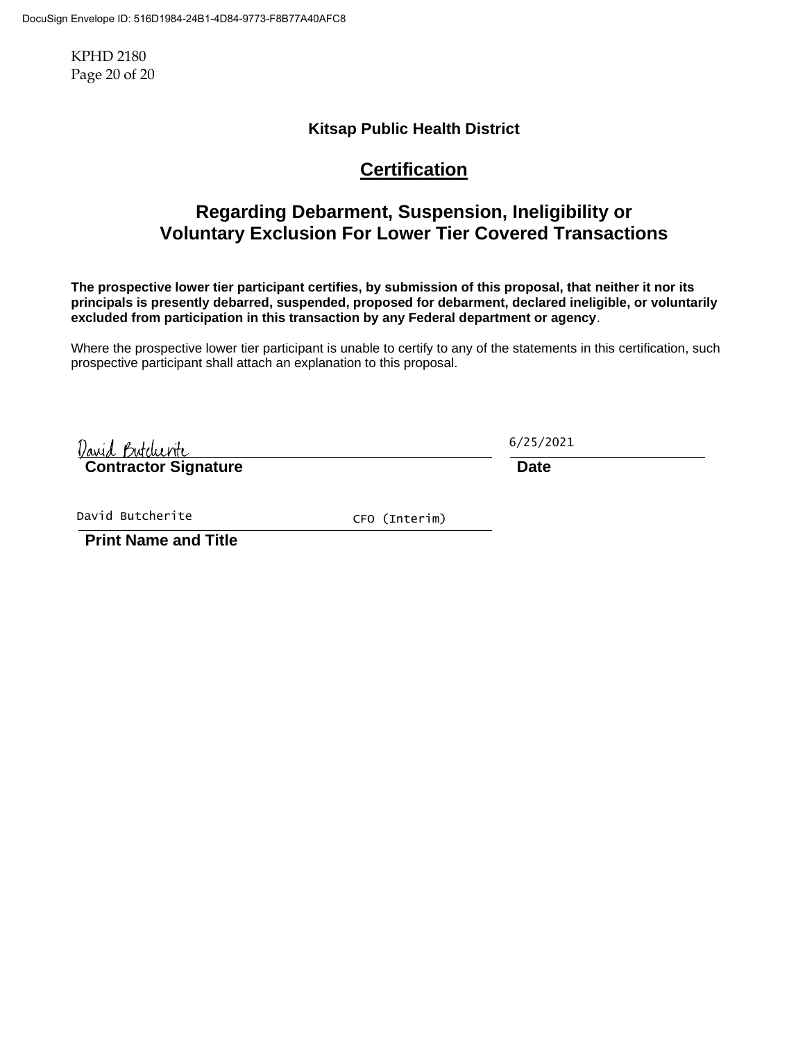## Kitsap Public Health District

## Certification

## Regarding Debarment, Suspension, Ineligibility or Voluntary Exclusion For Lower Tier Covered Transactions

**The prospective lower tier participant certifies, by submission of this proposal, that neither it nor its principals is presently debarred, suspended, proposed for debarment, declared ineligible, or voluntarily excluded from participation in this transaction by any Federal department or agency**.

Where the prospective lower tier participant is unable to certify to any of the statements in this certification, such prospective participant shall attach an explanation to this proposal.

David Butcherite
**Contractor Signature**

6/25/2021
**Date**

David Butcherite CFO (Interim)
**Print Name and Title**